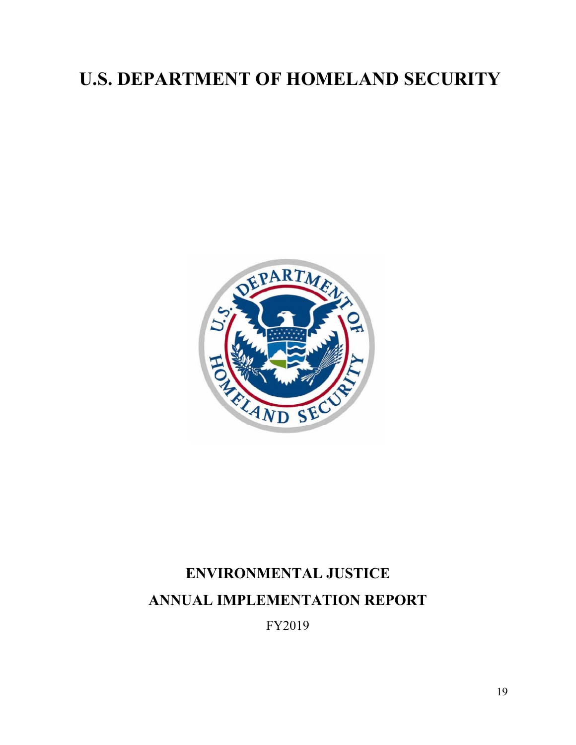# U.S. DEPARTMENT OF HOMELAND SECURITY

## ENVIRONMENTAL JUSTICE

## ANNUAL IMPLEMENTATION REPORT

FY2019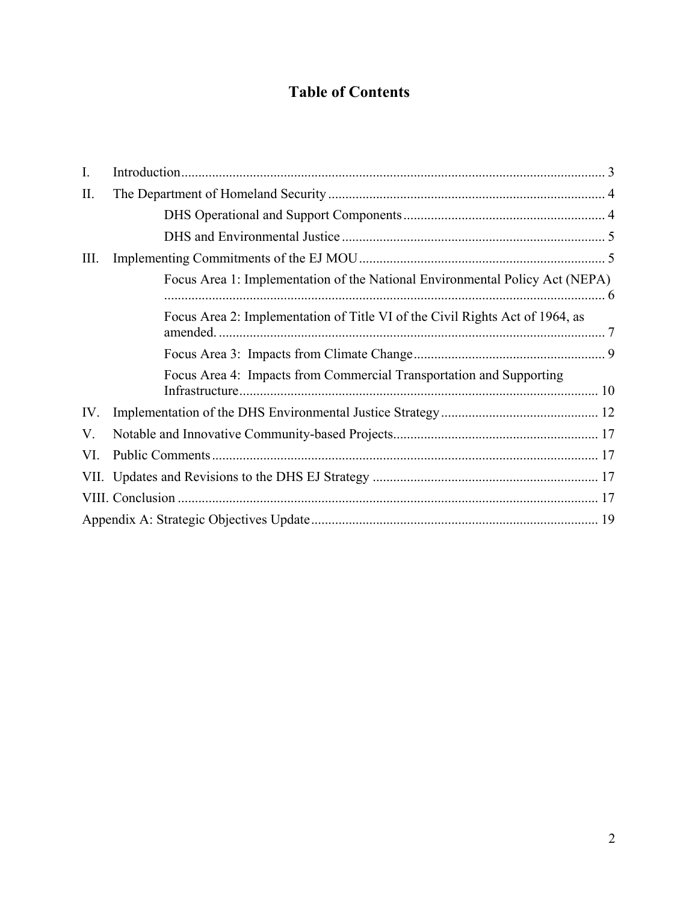# Table of Contents

| | | |
|---|---|---|
| I. | Introduction | 3 |
| II. | The Department of Homeland Security | 4 |
| | DHS Operational and Support Components | 4 |
| | DHS and Environmental Justice | 5 |
| III. | Implementing Commitments of the EJ MOU | 5 |
| | Focus Area 1: Implementation of the National Environmental Policy Act (NEPA) | 6 |
| | Focus Area 2: Implementation of Title VI of the Civil Rights Act of 1964, as amended. | 7 |
| | Focus Area 3: Impacts from Climate Change | 9 |
| | Focus Area 4: Impacts from Commercial Transportation and Supporting Infrastructure | 10 |
| IV. | Implementation of the DHS Environmental Justice Strategy | 12 |
| V. | Notable and Innovative Community-based Projects | 17 |
| VI. | Public Comments | 17 |
| VII. | Updates and Revisions to the DHS EJ Strategy | 17 |
| VIII. | Conclusion | 17 |
| | Appendix A: Strategic Objectives Update | 19 |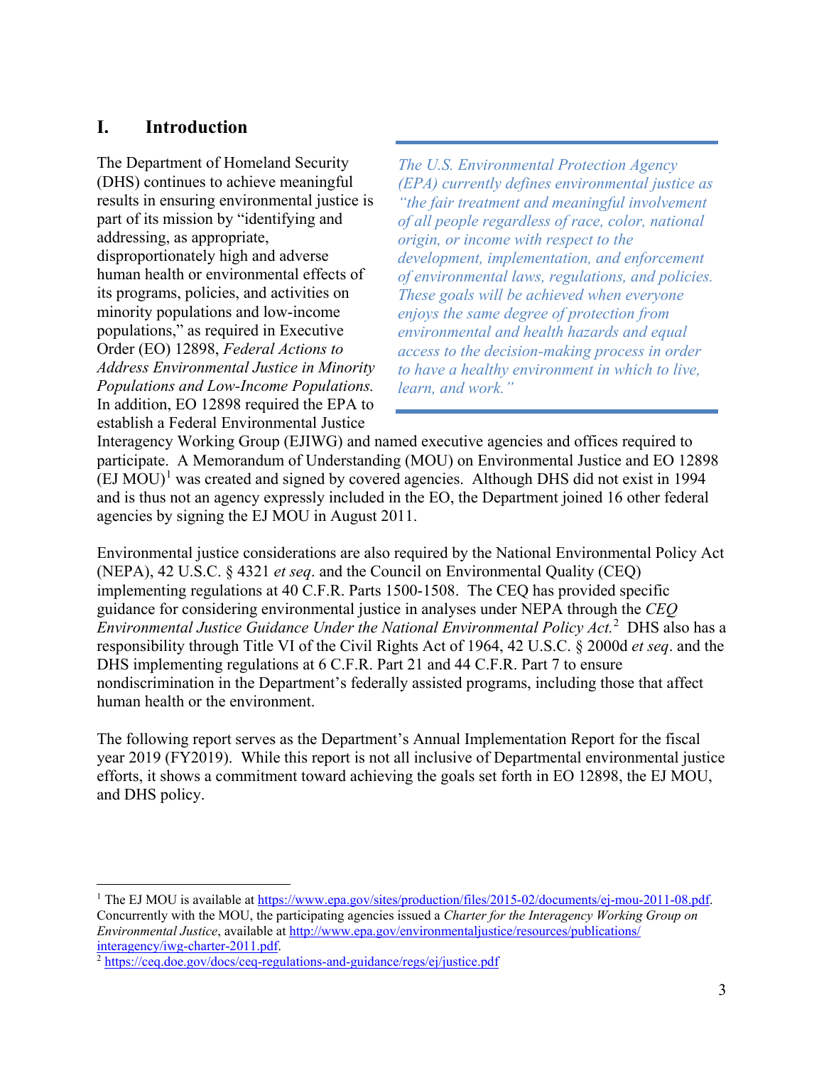## I. Introduction

The Department of Homeland Security (DHS) continues to achieve meaningful results in ensuring environmental justice is part of its mission by "identifying and addressing, as appropriate, disproportionately high and adverse human health or environmental effects of its programs, policies, and activities on minority populations and low-income populations," as required in Executive Order (EO) 12898, *Federal Actions to Address Environmental Justice in Minority Populations and Low-Income Populations.* In addition, EO 12898 required the EPA to establish a Federal Environmental Justice Interagency Working Group (EJIWG) and named executive agencies and offices required to participate. A Memorandum of Understanding (MOU) on Environmental Justice and EO 12898 (EJ MOU)[1] was created and signed by covered agencies. Although DHS did not exist in 1994 and is thus not an agency expressly included in the EO, the Department joined 16 other federal agencies by signing the EJ MOU in August 2011.

> *The U.S. Environmental Protection Agency (EPA) currently defines environmental justice as "the fair treatment and meaningful involvement of all people regardless of race, color, national origin, or income with respect to the development, implementation, and enforcement of environmental laws, regulations, and policies. These goals will be achieved when everyone enjoys the same degree of protection from environmental and health hazards and equal access to the decision-making process in order to have a healthy environment in which to live, learn, and work."*

Environmental justice considerations are also required by the National Environmental Policy Act (NEPA), 42 U.S.C. § 4321 *et seq*. and the Council on Environmental Quality (CEQ) implementing regulations at 40 C.F.R. Parts 1500-1508. The CEQ has provided specific guidance for considering environmental justice in analyses under NEPA through the *CEQ Environmental Justice Guidance Under the National Environmental Policy Act.*[2] DHS also has a responsibility through Title VI of the Civil Rights Act of 1964, 42 U.S.C. § 2000d *et seq*. and the DHS implementing regulations at 6 C.F.R. Part 21 and 44 C.F.R. Part 7 to ensure nondiscrimination in the Department's federally assisted programs, including those that affect human health or the environment.

The following report serves as the Department's Annual Implementation Report for the fiscal year 2019 (FY2019). While this report is not all inclusive of Departmental environmental justice efforts, it shows a commitment toward achieving the goals set forth in EO 12898, the EJ MOU, and DHS policy.

---

[1] The EJ MOU is available at https://www.epa.gov/sites/production/files/2015-02/documents/ej-mou-2011-08.pdf. Concurrently with the MOU, the participating agencies issued a *Charter for the Interagency Working Group on Environmental Justice*, available at http://www.epa.gov/environmentaljustice/resources/publications/interagency/iwg-charter-2011.pdf.

[2] https://ceq.doe.gov/docs/ceq-regulations-and-guidance/regs/ej/justice.pdf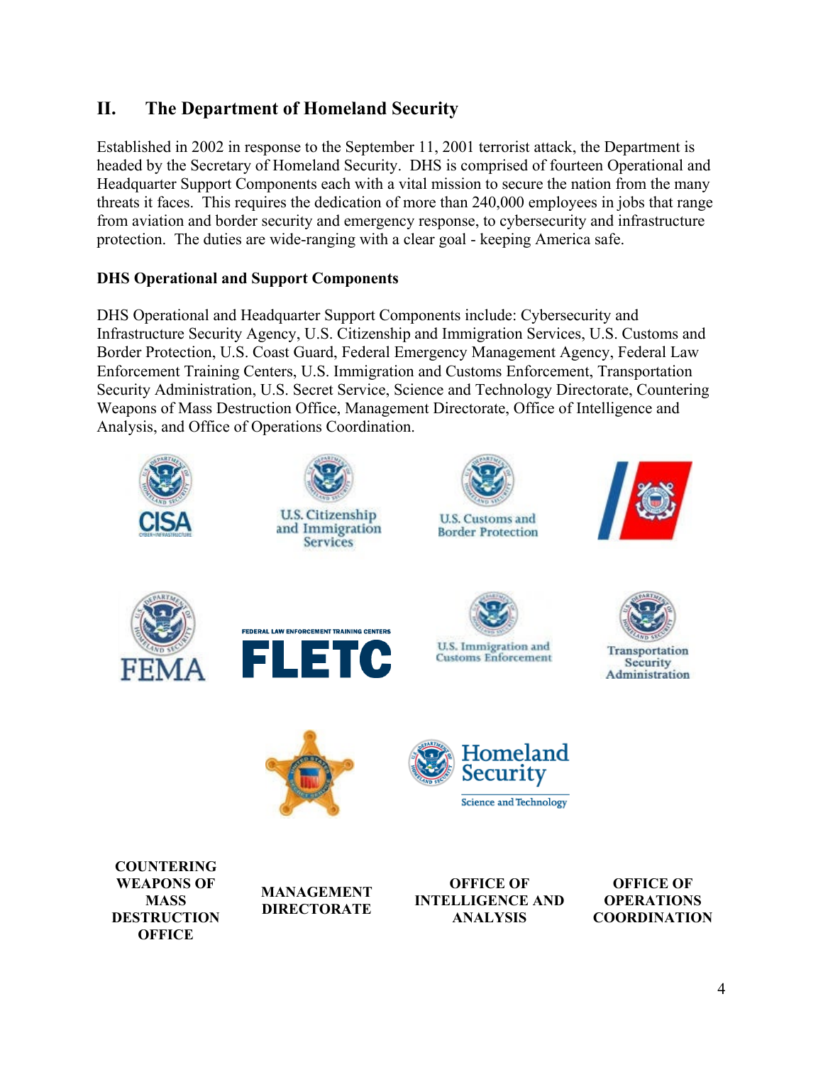## II. The Department of Homeland Security

Established in 2002 in response to the September 11, 2001 terrorist attack, the Department is headed by the Secretary of Homeland Security. DHS is comprised of fourteen Operational and Headquarter Support Components each with a vital mission to secure the nation from the many threats it faces. This requires the dedication of more than 240,000 employees in jobs that range from aviation and border security and emergency response, to cybersecurity and infrastructure protection. The duties are wide-ranging with a clear goal - keeping America safe.

### DHS Operational and Support Components

DHS Operational and Headquarter Support Components include: Cybersecurity and Infrastructure Security Agency, U.S. Citizenship and Immigration Services, U.S. Customs and Border Protection, U.S. Coast Guard, Federal Emergency Management Agency, Federal Law Enforcement Training Centers, U.S. Immigration and Customs Enforcement, Transportation Security Administration, U.S. Secret Service, Science and Technology Directorate, Countering Weapons of Mass Destruction Office, Management Directorate, Office of Intelligence and Analysis, and Office of Operations Coordination.

CISA | U.S. Citizenship and Immigration Services | U.S. Customs and Border Protection

FEMA | FEDERAL LAW ENFORCEMENT TRAINING CENTERS FLETC | U.S. Immigration and Customs Enforcement | Transportation Security Administration

Homeland Security Science and Technology

**COUNTERING WEAPONS OF MASS DESTRUCTION OFFICE** | **MANAGEMENT DIRECTORATE** | **OFFICE OF INTELLIGENCE AND ANALYSIS** | **OFFICE OF OPERATIONS COORDINATION**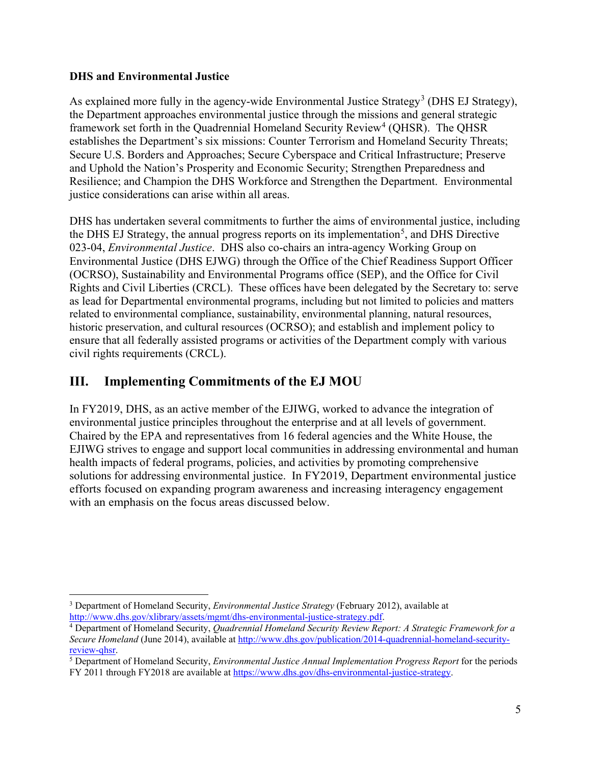**DHS and Environmental Justice**

As explained more fully in the agency-wide Environmental Justice Strategy[3] (DHS EJ Strategy), the Department approaches environmental justice through the missions and general strategic framework set forth in the Quadrennial Homeland Security Review[4] (QHSR). The QHSR establishes the Department's six missions: Counter Terrorism and Homeland Security Threats; Secure U.S. Borders and Approaches; Secure Cyberspace and Critical Infrastructure; Preserve and Uphold the Nation's Prosperity and Economic Security; Strengthen Preparedness and Resilience; and Champion the DHS Workforce and Strengthen the Department. Environmental justice considerations can arise within all areas.

DHS has undertaken several commitments to further the aims of environmental justice, including the DHS EJ Strategy, the annual progress reports on its implementation[5], and DHS Directive 023-04, *Environmental Justice*. DHS also co-chairs an intra-agency Working Group on Environmental Justice (DHS EJWG) through the Office of the Chief Readiness Support Officer (OCRSO), Sustainability and Environmental Programs office (SEP), and the Office for Civil Rights and Civil Liberties (CRCL). These offices have been delegated by the Secretary to: serve as lead for Departmental environmental programs, including but not limited to policies and matters related to environmental compliance, sustainability, environmental planning, natural resources, historic preservation, and cultural resources (OCRSO); and establish and implement policy to ensure that all federally assisted programs or activities of the Department comply with various civil rights requirements (CRCL).

## III. Implementing Commitments of the EJ MOU

In FY2019, DHS, as an active member of the EJIWG, worked to advance the integration of environmental justice principles throughout the enterprise and at all levels of government. Chaired by the EPA and representatives from 16 federal agencies and the White House, the EJIWG strives to engage and support local communities in addressing environmental and human health impacts of federal programs, policies, and activities by promoting comprehensive solutions for addressing environmental justice. In FY2019, Department environmental justice efforts focused on expanding program awareness and increasing interagency engagement with an emphasis on the focus areas discussed below.

---

[3] Department of Homeland Security, *Environmental Justice Strategy* (February 2012), available at http://www.dhs.gov/xlibrary/assets/mgmt/dhs-environmental-justice-strategy.pdf.

[4] Department of Homeland Security, *Quadrennial Homeland Security Review Report: A Strategic Framework for a Secure Homeland* (June 2014), available at http://www.dhs.gov/publication/2014-quadrennial-homeland-security-review-qhsr.

[5] Department of Homeland Security, *Environmental Justice Annual Implementation Progress Report* for the periods FY 2011 through FY2018 are available at https://www.dhs.gov/dhs-environmental-justice-strategy.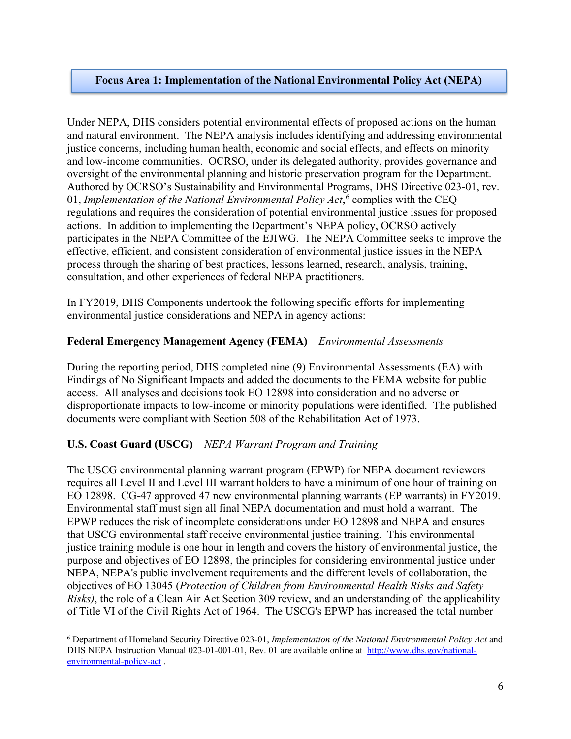## Focus Area 1: Implementation of the National Environmental Policy Act (NEPA)

Under NEPA, DHS considers potential environmental effects of proposed actions on the human and natural environment. The NEPA analysis includes identifying and addressing environmental justice concerns, including human health, economic and social effects, and effects on minority and low-income communities. OCRSO, under its delegated authority, provides governance and oversight of the environmental planning and historic preservation program for the Department. Authored by OCRSO's Sustainability and Environmental Programs, DHS Directive 023-01, rev. 01, *Implementation of the National Environmental Policy Act*,[6] complies with the CEQ regulations and requires the consideration of potential environmental justice issues for proposed actions. In addition to implementing the Department's NEPA policy, OCRSO actively participates in the NEPA Committee of the EJIWG. The NEPA Committee seeks to improve the effective, efficient, and consistent consideration of environmental justice issues in the NEPA process through the sharing of best practices, lessons learned, research, analysis, training, consultation, and other experiences of federal NEPA practitioners.

In FY2019, DHS Components undertook the following specific efforts for implementing environmental justice considerations and NEPA in agency actions:

**Federal Emergency Management Agency (FEMA)** – *Environmental Assessments*

During the reporting period, DHS completed nine (9) Environmental Assessments (EA) with Findings of No Significant Impacts and added the documents to the FEMA website for public access. All analyses and decisions took EO 12898 into consideration and no adverse or disproportionate impacts to low-income or minority populations were identified. The published documents were compliant with Section 508 of the Rehabilitation Act of 1973.

**U.S. Coast Guard (USCG)** – *NEPA Warrant Program and Training*

The USCG environmental planning warrant program (EPWP) for NEPA document reviewers requires all Level II and Level III warrant holders to have a minimum of one hour of training on EO 12898. CG-47 approved 47 new environmental planning warrants (EP warrants) in FY2019. Environmental staff must sign all final NEPA documentation and must hold a warrant. The EPWP reduces the risk of incomplete considerations under EO 12898 and NEPA and ensures that USCG environmental staff receive environmental justice training. This environmental justice training module is one hour in length and covers the history of environmental justice, the purpose and objectives of EO 12898, the principles for considering environmental justice under NEPA, NEPA's public involvement requirements and the different levels of collaboration, the objectives of EO 13045 (*Protection of Children from Environmental Health Risks and Safety Risks)*, the role of a Clean Air Act Section 309 review, and an understanding of the applicability of Title VI of the Civil Rights Act of 1964. The USCG's EPWP has increased the total number

---

[6] Department of Homeland Security Directive 023-01, *Implementation of the National Environmental Policy Act* and DHS NEPA Instruction Manual 023-01-001-01, Rev. 01 are available online at http://www.dhs.gov/national-environmental-policy-act .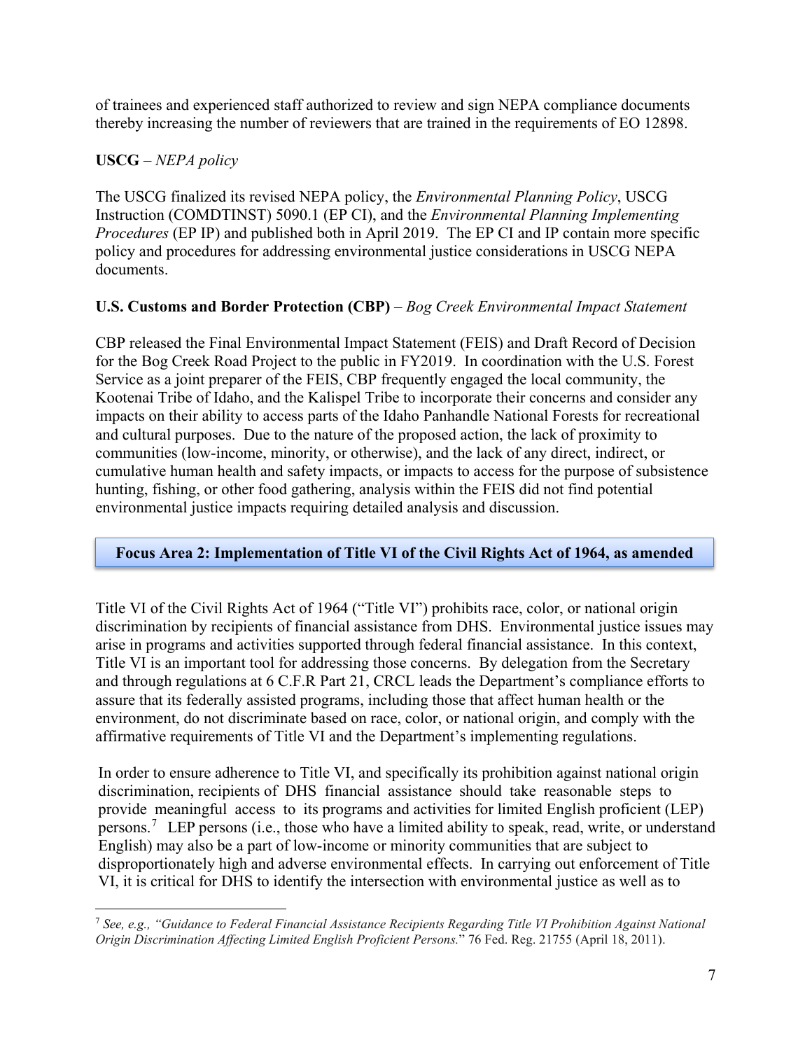of trainees and experienced staff authorized to review and sign NEPA compliance documents thereby increasing the number of reviewers that are trained in the requirements of EO 12898.

**USCG** – *NEPA policy*

The USCG finalized its revised NEPA policy, the *Environmental Planning Policy*, USCG Instruction (COMDTINST) 5090.1 (EP CI), and the *Environmental Planning Implementing Procedures* (EP IP) and published both in April 2019. The EP CI and IP contain more specific policy and procedures for addressing environmental justice considerations in USCG NEPA documents.

**U.S. Customs and Border Protection (CBP)** – *Bog Creek Environmental Impact Statement*

CBP released the Final Environmental Impact Statement (FEIS) and Draft Record of Decision for the Bog Creek Road Project to the public in FY2019. In coordination with the U.S. Forest Service as a joint preparer of the FEIS, CBP frequently engaged the local community, the Kootenai Tribe of Idaho, and the Kalispel Tribe to incorporate their concerns and consider any impacts on their ability to access parts of the Idaho Panhandle National Forests for recreational and cultural purposes. Due to the nature of the proposed action, the lack of proximity to communities (low-income, minority, or otherwise), and the lack of any direct, indirect, or cumulative human health and safety impacts, or impacts to access for the purpose of subsistence hunting, fishing, or other food gathering, analysis within the FEIS did not find potential environmental justice impacts requiring detailed analysis and discussion.

## Focus Area 2: Implementation of Title VI of the Civil Rights Act of 1964, as amended

Title VI of the Civil Rights Act of 1964 ("Title VI") prohibits race, color, or national origin discrimination by recipients of financial assistance from DHS. Environmental justice issues may arise in programs and activities supported through federal financial assistance. In this context, Title VI is an important tool for addressing those concerns. By delegation from the Secretary and through regulations at 6 C.F.R Part 21, CRCL leads the Department's compliance efforts to assure that its federally assisted programs, including those that affect human health or the environment, do not discriminate based on race, color, or national origin, and comply with the affirmative requirements of Title VI and the Department's implementing regulations.

In order to ensure adherence to Title VI, and specifically its prohibition against national origin discrimination, recipients of DHS financial assistance should take reasonable steps to provide meaningful access to its programs and activities for limited English proficient (LEP) persons.[7] LEP persons (i.e., those who have a limited ability to speak, read, write, or understand English) may also be a part of low-income or minority communities that are subject to disproportionately high and adverse environmental effects. In carrying out enforcement of Title VI, it is critical for DHS to identify the intersection with environmental justice as well as to

---

[7] *See, e.g., "Guidance to Federal Financial Assistance Recipients Regarding Title VI Prohibition Against National Origin Discrimination Affecting Limited English Proficient Persons.*" 76 Fed. Reg. 21755 (April 18, 2011).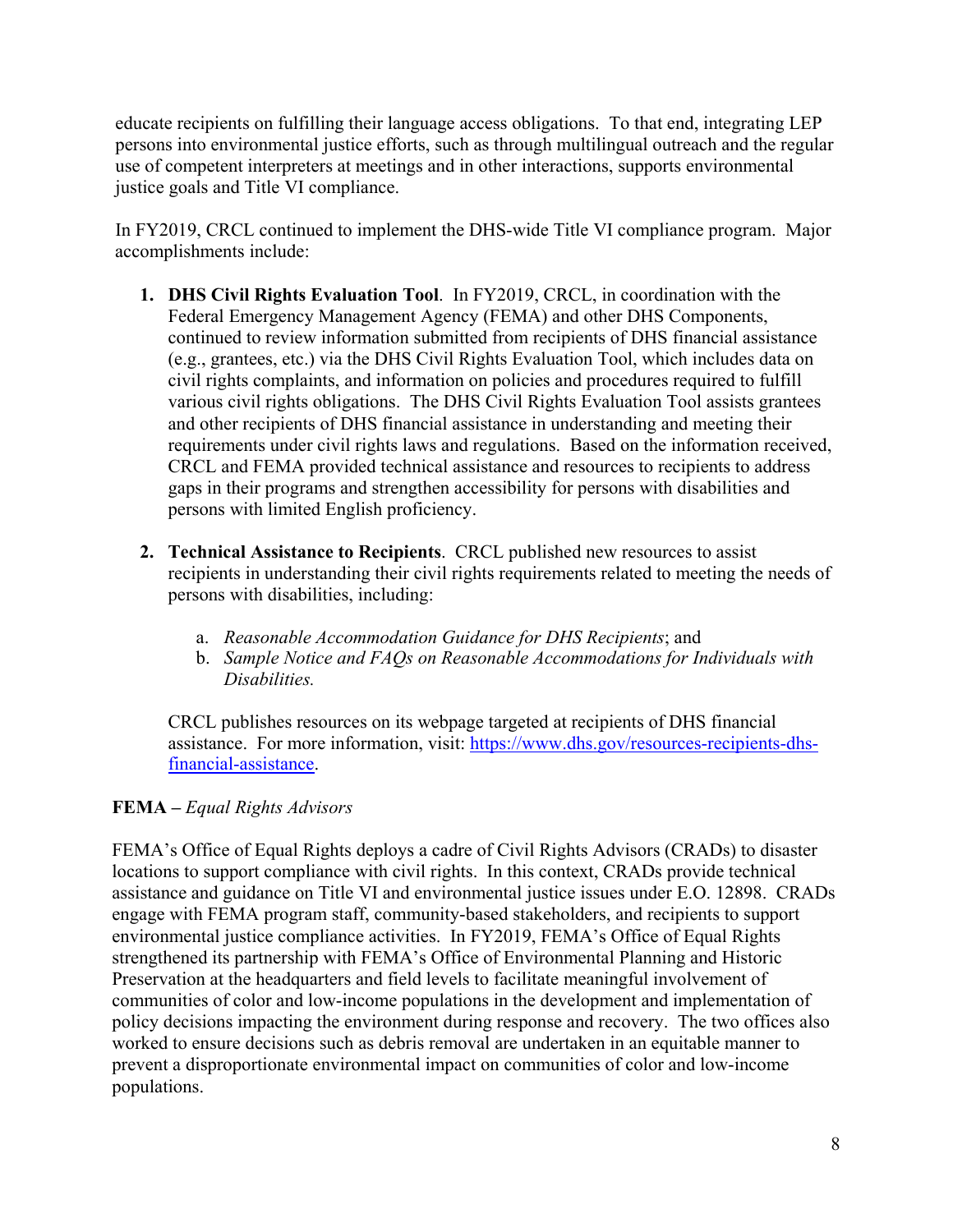educate recipients on fulfilling their language access obligations. To that end, integrating LEP persons into environmental justice efforts, such as through multilingual outreach and the regular use of competent interpreters at meetings and in other interactions, supports environmental justice goals and Title VI compliance.

In FY2019, CRCL continued to implement the DHS-wide Title VI compliance program. Major accomplishments include:

1. **DHS Civil Rights Evaluation Tool**. In FY2019, CRCL, in coordination with the Federal Emergency Management Agency (FEMA) and other DHS Components, continued to review information submitted from recipients of DHS financial assistance (e.g., grantees, etc.) via the DHS Civil Rights Evaluation Tool, which includes data on civil rights complaints, and information on policies and procedures required to fulfill various civil rights obligations. The DHS Civil Rights Evaluation Tool assists grantees and other recipients of DHS financial assistance in understanding and meeting their requirements under civil rights laws and regulations. Based on the information received, CRCL and FEMA provided technical assistance and resources to recipients to address gaps in their programs and strengthen accessibility for persons with disabilities and persons with limited English proficiency.

2. **Technical Assistance to Recipients**. CRCL published new resources to assist recipients in understanding their civil rights requirements related to meeting the needs of persons with disabilities, including:

   a. *Reasonable Accommodation Guidance for DHS Recipients*; and
   b. *Sample Notice and FAQs on Reasonable Accommodations for Individuals with Disabilities.*

   CRCL publishes resources on its webpage targeted at recipients of DHS financial assistance. For more information, visit: [https://www.dhs.gov/resources-recipients-dhs-financial-assistance](https://www.dhs.gov/resources-recipients-dhs-financial-assistance).

**FEMA –** *Equal Rights Advisors*

FEMA's Office of Equal Rights deploys a cadre of Civil Rights Advisors (CRADs) to disaster locations to support compliance with civil rights. In this context, CRADs provide technical assistance and guidance on Title VI and environmental justice issues under E.O. 12898. CRADs engage with FEMA program staff, community-based stakeholders, and recipients to support environmental justice compliance activities. In FY2019, FEMA's Office of Equal Rights strengthened its partnership with FEMA's Office of Environmental Planning and Historic Preservation at the headquarters and field levels to facilitate meaningful involvement of communities of color and low-income populations in the development and implementation of policy decisions impacting the environment during response and recovery. The two offices also worked to ensure decisions such as debris removal are undertaken in an equitable manner to prevent a disproportionate environmental impact on communities of color and low-income populations.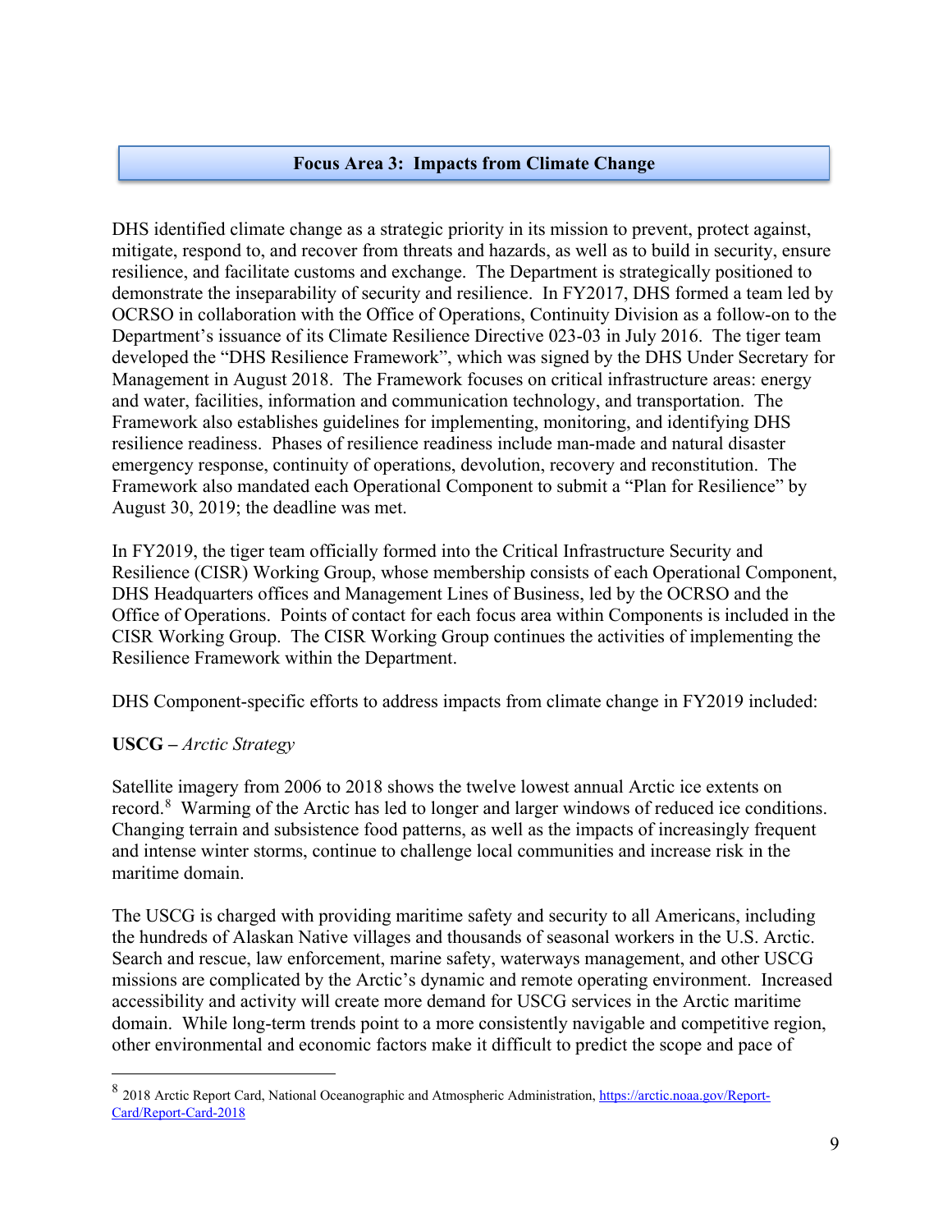## Focus Area 3: Impacts from Climate Change

DHS identified climate change as a strategic priority in its mission to prevent, protect against, mitigate, respond to, and recover from threats and hazards, as well as to build in security, ensure resilience, and facilitate customs and exchange. The Department is strategically positioned to demonstrate the inseparability of security and resilience. In FY2017, DHS formed a team led by OCRSO in collaboration with the Office of Operations, Continuity Division as a follow-on to the Department's issuance of its Climate Resilience Directive 023-03 in July 2016. The tiger team developed the "DHS Resilience Framework", which was signed by the DHS Under Secretary for Management in August 2018. The Framework focuses on critical infrastructure areas: energy and water, facilities, information and communication technology, and transportation. The Framework also establishes guidelines for implementing, monitoring, and identifying DHS resilience readiness. Phases of resilience readiness include man-made and natural disaster emergency response, continuity of operations, devolution, recovery and reconstitution. The Framework also mandated each Operational Component to submit a "Plan for Resilience" by August 30, 2019; the deadline was met.

In FY2019, the tiger team officially formed into the Critical Infrastructure Security and Resilience (CISR) Working Group, whose membership consists of each Operational Component, DHS Headquarters offices and Management Lines of Business, led by the OCRSO and the Office of Operations. Points of contact for each focus area within Components is included in the CISR Working Group. The CISR Working Group continues the activities of implementing the Resilience Framework within the Department.

DHS Component-specific efforts to address impacts from climate change in FY2019 included:

**USCG –** *Arctic Strategy*

Satellite imagery from 2006 to 2018 shows the twelve lowest annual Arctic ice extents on record.[8] Warming of the Arctic has led to longer and larger windows of reduced ice conditions. Changing terrain and subsistence food patterns, as well as the impacts of increasingly frequent and intense winter storms, continue to challenge local communities and increase risk in the maritime domain.

The USCG is charged with providing maritime safety and security to all Americans, including the hundreds of Alaskan Native villages and thousands of seasonal workers in the U.S. Arctic. Search and rescue, law enforcement, marine safety, waterways management, and other USCG missions are complicated by the Arctic's dynamic and remote operating environment. Increased accessibility and activity will create more demand for USCG services in the Arctic maritime domain. While long-term trends point to a more consistently navigable and competitive region, other environmental and economic factors make it difficult to predict the scope and pace of

---

[8] 2018 Arctic Report Card, National Oceanographic and Atmospheric Administration, https://arctic.noaa.gov/Report-Card/Report-Card-2018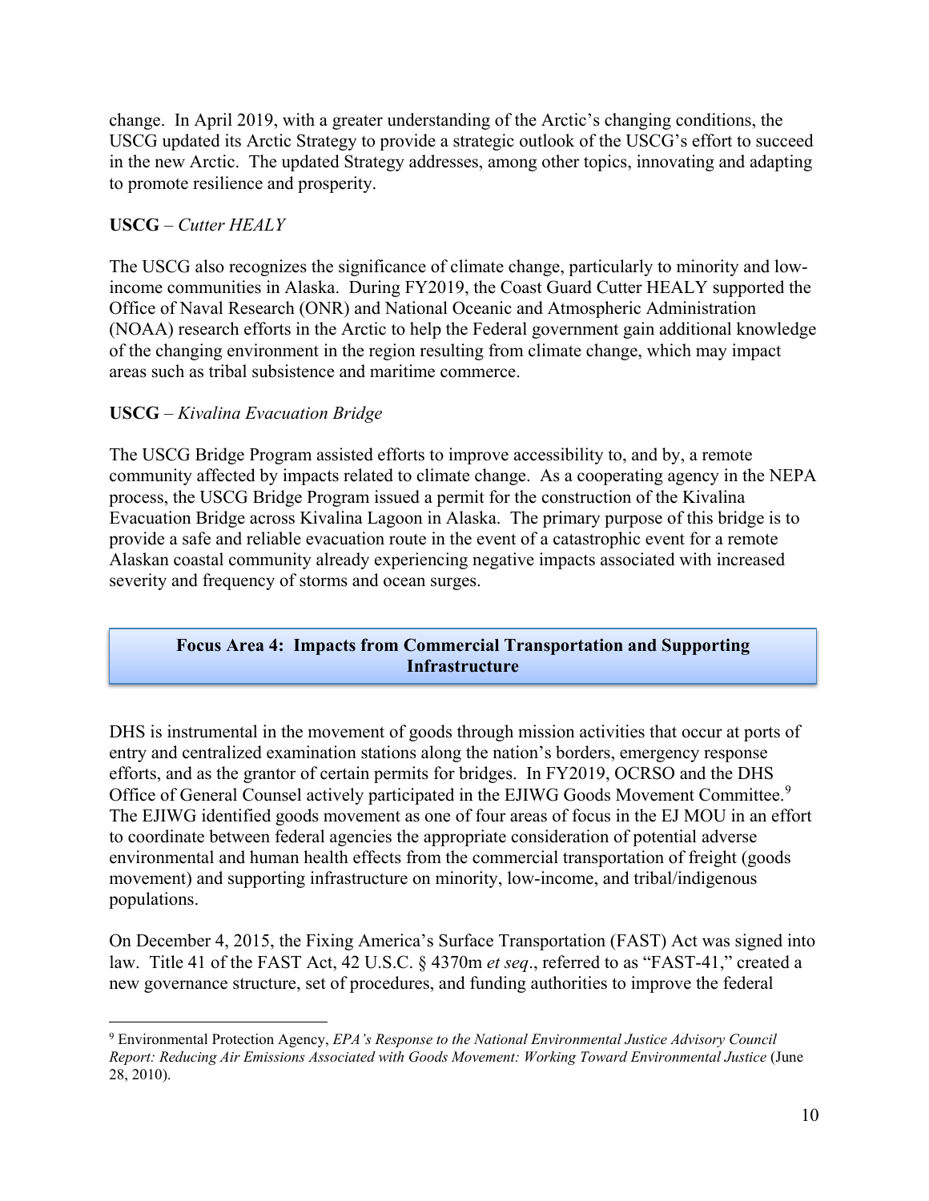change. In April 2019, with a greater understanding of the Arctic's changing conditions, the USCG updated its Arctic Strategy to provide a strategic outlook of the USCG's effort to succeed in the new Arctic. The updated Strategy addresses, among other topics, innovating and adapting to promote resilience and prosperity.

**USCG** – *Cutter HEALY*

The USCG also recognizes the significance of climate change, particularly to minority and low-income communities in Alaska. During FY2019, the Coast Guard Cutter HEALY supported the Office of Naval Research (ONR) and National Oceanic and Atmospheric Administration (NOAA) research efforts in the Arctic to help the Federal government gain additional knowledge of the changing environment in the region resulting from climate change, which may impact areas such as tribal subsistence and maritime commerce.

**USCG** – *Kivalina Evacuation Bridge*

The USCG Bridge Program assisted efforts to improve accessibility to, and by, a remote community affected by impacts related to climate change. As a cooperating agency in the NEPA process, the USCG Bridge Program issued a permit for the construction of the Kivalina Evacuation Bridge across Kivalina Lagoon in Alaska. The primary purpose of this bridge is to provide a safe and reliable evacuation route in the event of a catastrophic event for a remote Alaskan coastal community already experiencing negative impacts associated with increased severity and frequency of storms and ocean surges.

## Focus Area 4: Impacts from Commercial Transportation and Supporting Infrastructure

DHS is instrumental in the movement of goods through mission activities that occur at ports of entry and centralized examination stations along the nation's borders, emergency response efforts, and as the grantor of certain permits for bridges. In FY2019, OCRSO and the DHS Office of General Counsel actively participated in the EJIWG Goods Movement Committee.[9] The EJIWG identified goods movement as one of four areas of focus in the EJ MOU in an effort to coordinate between federal agencies the appropriate consideration of potential adverse environmental and human health effects from the commercial transportation of freight (goods movement) and supporting infrastructure on minority, low-income, and tribal/indigenous populations.

On December 4, 2015, the Fixing America's Surface Transportation (FAST) Act was signed into law. Title 41 of the FAST Act, 42 U.S.C. § 4370m *et seq*., referred to as "FAST-41," created a new governance structure, set of procedures, and funding authorities to improve the federal

---

[9] Environmental Protection Agency, *EPA's Response to the National Environmental Justice Advisory Council Report: Reducing Air Emissions Associated with Goods Movement: Working Toward Environmental Justice* (June 28, 2010).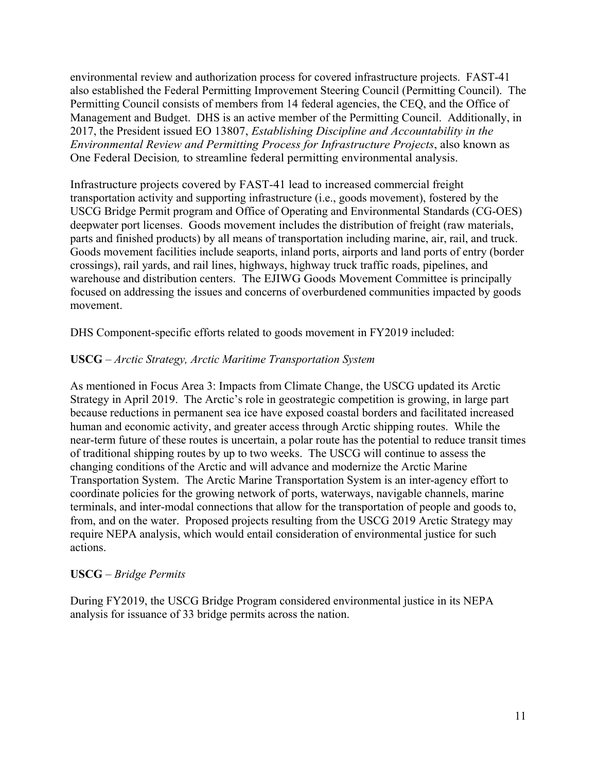environmental review and authorization process for covered infrastructure projects. FAST-41 also established the Federal Permitting Improvement Steering Council (Permitting Council). The Permitting Council consists of members from 14 federal agencies, the CEQ, and the Office of Management and Budget. DHS is an active member of the Permitting Council. Additionally, in 2017, the President issued EO 13807, *Establishing Discipline and Accountability in the Environmental Review and Permitting Process for Infrastructure Projects*, also known as One Federal Decision*,* to streamline federal permitting environmental analysis.

Infrastructure projects covered by FAST-41 lead to increased commercial freight transportation activity and supporting infrastructure (i.e., goods movement), fostered by the USCG Bridge Permit program and Office of Operating and Environmental Standards (CG-OES) deepwater port licenses. Goods movement includes the distribution of freight (raw materials, parts and finished products) by all means of transportation including marine, air, rail, and truck. Goods movement facilities include seaports, inland ports, airports and land ports of entry (border crossings), rail yards, and rail lines, highways, highway truck traffic roads, pipelines, and warehouse and distribution centers. The EJIWG Goods Movement Committee is principally focused on addressing the issues and concerns of overburdened communities impacted by goods movement.

DHS Component-specific efforts related to goods movement in FY2019 included:

**USCG** – *Arctic Strategy, Arctic Maritime Transportation System*

As mentioned in Focus Area 3: Impacts from Climate Change, the USCG updated its Arctic Strategy in April 2019. The Arctic's role in geostrategic competition is growing, in large part because reductions in permanent sea ice have exposed coastal borders and facilitated increased human and economic activity, and greater access through Arctic shipping routes. While the near-term future of these routes is uncertain, a polar route has the potential to reduce transit times of traditional shipping routes by up to two weeks. The USCG will continue to assess the changing conditions of the Arctic and will advance and modernize the Arctic Marine Transportation System. The Arctic Marine Transportation System is an inter-agency effort to coordinate policies for the growing network of ports, waterways, navigable channels, marine terminals, and inter-modal connections that allow for the transportation of people and goods to, from, and on the water. Proposed projects resulting from the USCG 2019 Arctic Strategy may require NEPA analysis, which would entail consideration of environmental justice for such actions.

**USCG** – *Bridge Permits*

During FY2019, the USCG Bridge Program considered environmental justice in its NEPA analysis for issuance of 33 bridge permits across the nation.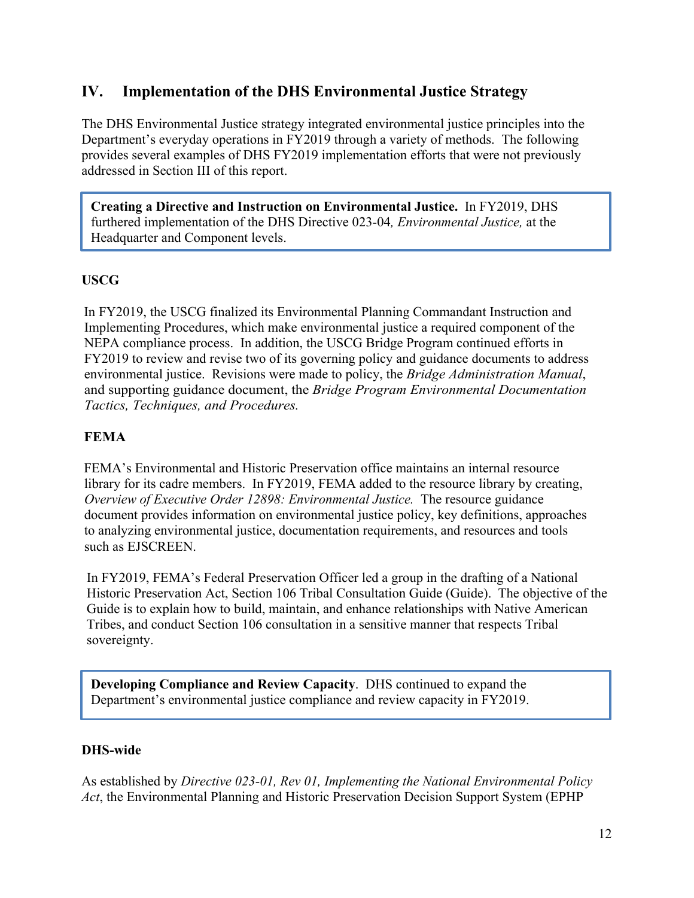## IV. Implementation of the DHS Environmental Justice Strategy

The DHS Environmental Justice strategy integrated environmental justice principles into the Department's everyday operations in FY2019 through a variety of methods. The following provides several examples of DHS FY2019 implementation efforts that were not previously addressed in Section III of this report.

**Creating a Directive and Instruction on Environmental Justice.** In FY2019, DHS furthered implementation of the DHS Directive 023-04*, Environmental Justice,* at the Headquarter and Component levels.

**USCG**

In FY2019, the USCG finalized its Environmental Planning Commandant Instruction and Implementing Procedures, which make environmental justice a required component of the NEPA compliance process. In addition, the USCG Bridge Program continued efforts in FY2019 to review and revise two of its governing policy and guidance documents to address environmental justice. Revisions were made to policy, the *Bridge Administration Manual*, and supporting guidance document, the *Bridge Program Environmental Documentation Tactics, Techniques, and Procedures.*

**FEMA**

FEMA's Environmental and Historic Preservation office maintains an internal resource library for its cadre members. In FY2019, FEMA added to the resource library by creating, *Overview of Executive Order 12898: Environmental Justice.* The resource guidance document provides information on environmental justice policy, key definitions, approaches to analyzing environmental justice, documentation requirements, and resources and tools such as EJSCREEN.

In FY2019, FEMA's Federal Preservation Officer led a group in the drafting of a National Historic Preservation Act, Section 106 Tribal Consultation Guide (Guide). The objective of the Guide is to explain how to build, maintain, and enhance relationships with Native American Tribes, and conduct Section 106 consultation in a sensitive manner that respects Tribal sovereignty.

**Developing Compliance and Review Capacity**. DHS continued to expand the Department's environmental justice compliance and review capacity in FY2019.

**DHS-wide**

As established by *Directive 023-01, Rev 01, Implementing the National Environmental Policy Act*, the Environmental Planning and Historic Preservation Decision Support System (EPHP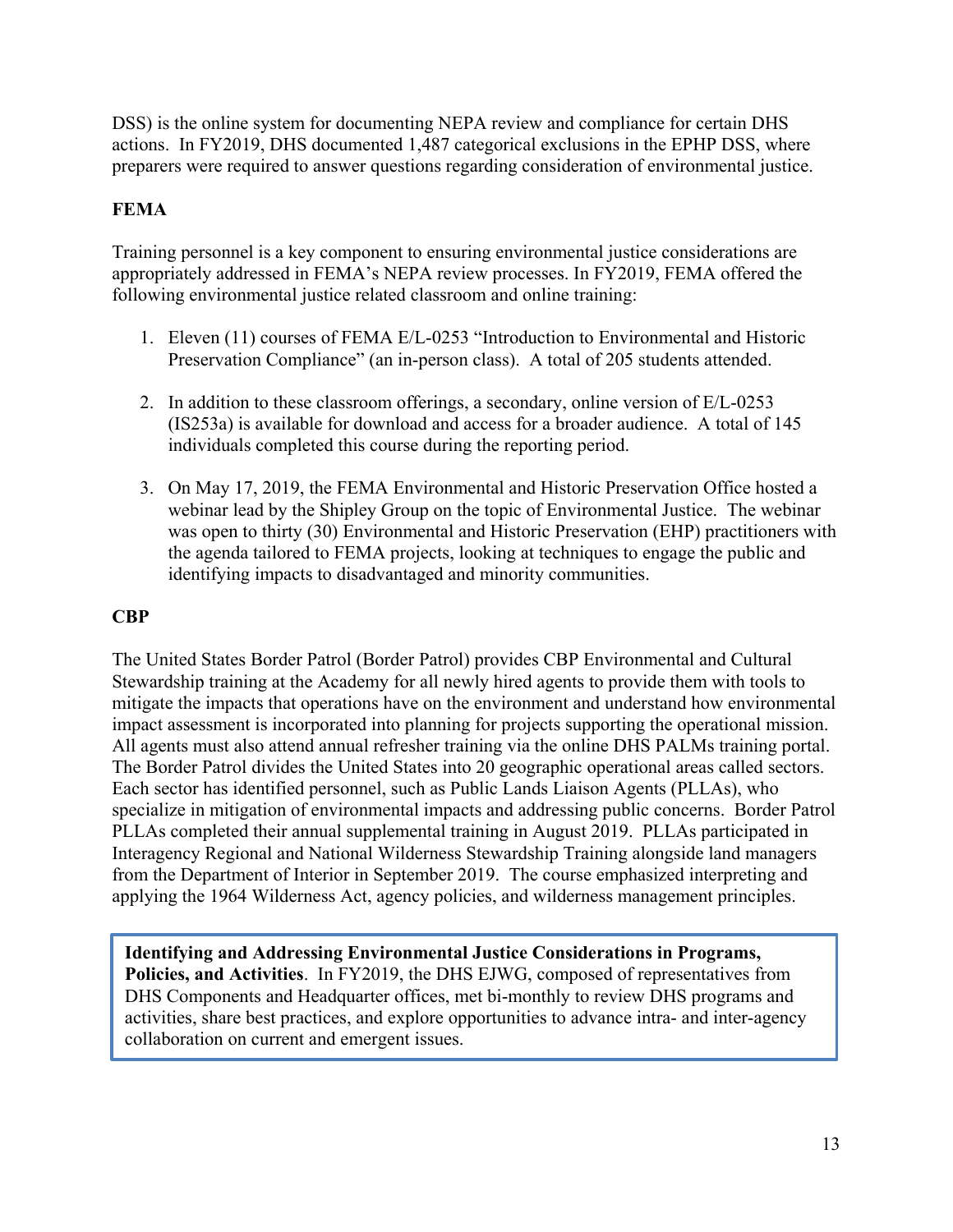DSS) is the online system for documenting NEPA review and compliance for certain DHS actions. In FY2019, DHS documented 1,487 categorical exclusions in the EPHP DSS, where preparers were required to answer questions regarding consideration of environmental justice.

**FEMA**

Training personnel is a key component to ensuring environmental justice considerations are appropriately addressed in FEMA's NEPA review processes. In FY2019, FEMA offered the following environmental justice related classroom and online training:

1. Eleven (11) courses of FEMA E/L-0253 "Introduction to Environmental and Historic Preservation Compliance" (an in-person class). A total of 205 students attended.

2. In addition to these classroom offerings, a secondary, online version of E/L-0253 (IS253a) is available for download and access for a broader audience. A total of 145 individuals completed this course during the reporting period.

3. On May 17, 2019, the FEMA Environmental and Historic Preservation Office hosted a webinar lead by the Shipley Group on the topic of Environmental Justice. The webinar was open to thirty (30) Environmental and Historic Preservation (EHP) practitioners with the agenda tailored to FEMA projects, looking at techniques to engage the public and identifying impacts to disadvantaged and minority communities.

**CBP**

The United States Border Patrol (Border Patrol) provides CBP Environmental and Cultural Stewardship training at the Academy for all newly hired agents to provide them with tools to mitigate the impacts that operations have on the environment and understand how environmental impact assessment is incorporated into planning for projects supporting the operational mission. All agents must also attend annual refresher training via the online DHS PALMs training portal. The Border Patrol divides the United States into 20 geographic operational areas called sectors. Each sector has identified personnel, such as Public Lands Liaison Agents (PLLAs), who specialize in mitigation of environmental impacts and addressing public concerns. Border Patrol PLLAs completed their annual supplemental training in August 2019. PLLAs participated in Interagency Regional and National Wilderness Stewardship Training alongside land managers from the Department of Interior in September 2019. The course emphasized interpreting and applying the 1964 Wilderness Act, agency policies, and wilderness management principles.

**Identifying and Addressing Environmental Justice Considerations in Programs, Policies, and Activities**. In FY2019, the DHS EJWG, composed of representatives from DHS Components and Headquarter offices, met bi-monthly to review DHS programs and activities, share best practices, and explore opportunities to advance intra- and inter-agency collaboration on current and emergent issues.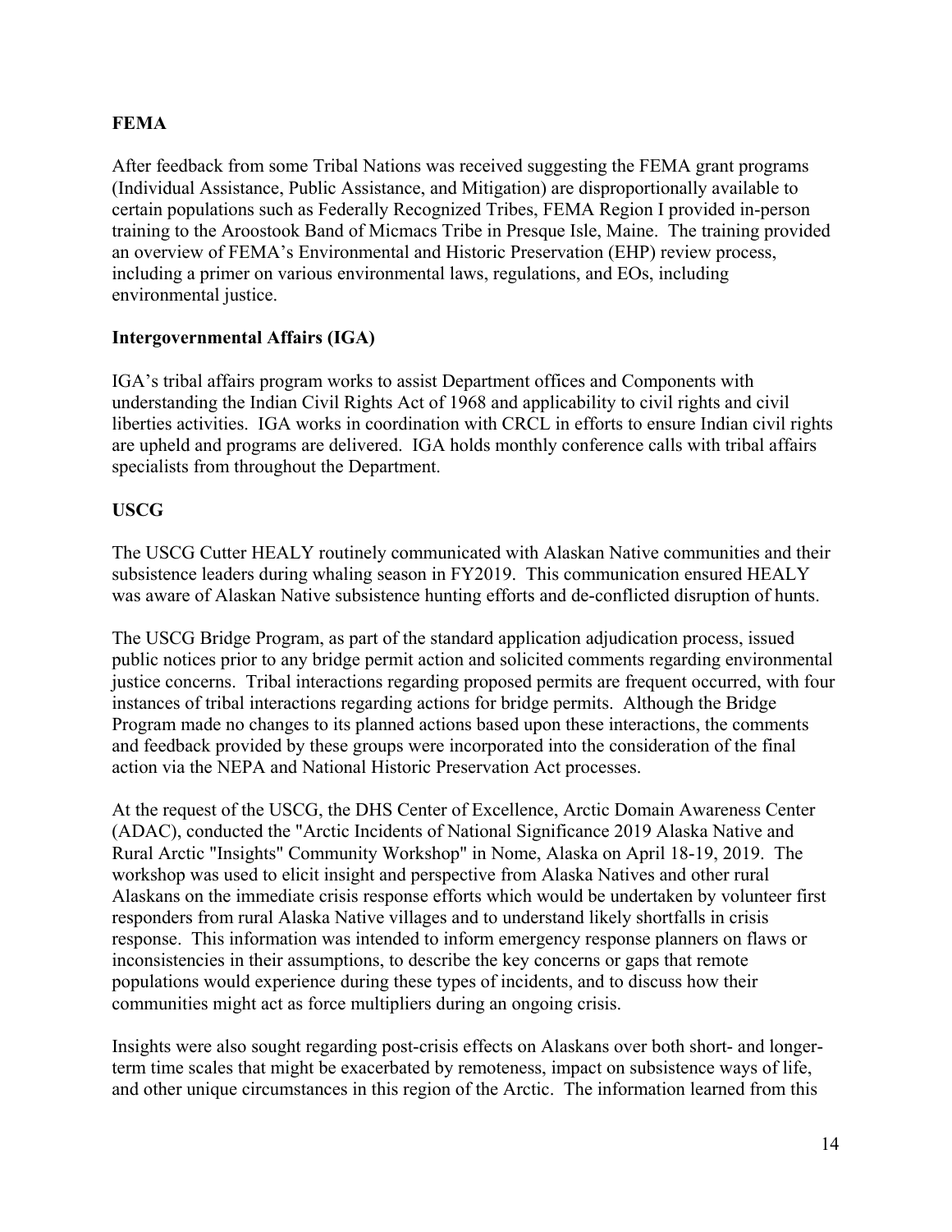**FEMA**

After feedback from some Tribal Nations was received suggesting the FEMA grant programs (Individual Assistance, Public Assistance, and Mitigation) are disproportionally available to certain populations such as Federally Recognized Tribes, FEMA Region I provided in-person training to the Aroostook Band of Micmacs Tribe in Presque Isle, Maine. The training provided an overview of FEMA's Environmental and Historic Preservation (EHP) review process, including a primer on various environmental laws, regulations, and EOs, including environmental justice.

**Intergovernmental Affairs (IGA)**

IGA's tribal affairs program works to assist Department offices and Components with understanding the Indian Civil Rights Act of 1968 and applicability to civil rights and civil liberties activities. IGA works in coordination with CRCL in efforts to ensure Indian civil rights are upheld and programs are delivered. IGA holds monthly conference calls with tribal affairs specialists from throughout the Department.

**USCG**

The USCG Cutter HEALY routinely communicated with Alaskan Native communities and their subsistence leaders during whaling season in FY2019. This communication ensured HEALY was aware of Alaskan Native subsistence hunting efforts and de-conflicted disruption of hunts.

The USCG Bridge Program, as part of the standard application adjudication process, issued public notices prior to any bridge permit action and solicited comments regarding environmental justice concerns. Tribal interactions regarding proposed permits are frequent occurred, with four instances of tribal interactions regarding actions for bridge permits. Although the Bridge Program made no changes to its planned actions based upon these interactions, the comments and feedback provided by these groups were incorporated into the consideration of the final action via the NEPA and National Historic Preservation Act processes.

At the request of the USCG, the DHS Center of Excellence, Arctic Domain Awareness Center (ADAC), conducted the "Arctic Incidents of National Significance 2019 Alaska Native and Rural Arctic "Insights" Community Workshop" in Nome, Alaska on April 18-19, 2019. The workshop was used to elicit insight and perspective from Alaska Natives and other rural Alaskans on the immediate crisis response efforts which would be undertaken by volunteer first responders from rural Alaska Native villages and to understand likely shortfalls in crisis response. This information was intended to inform emergency response planners on flaws or inconsistencies in their assumptions, to describe the key concerns or gaps that remote populations would experience during these types of incidents, and to discuss how their communities might act as force multipliers during an ongoing crisis.

Insights were also sought regarding post-crisis effects on Alaskans over both short- and longer-term time scales that might be exacerbated by remoteness, impact on subsistence ways of life, and other unique circumstances in this region of the Arctic. The information learned from this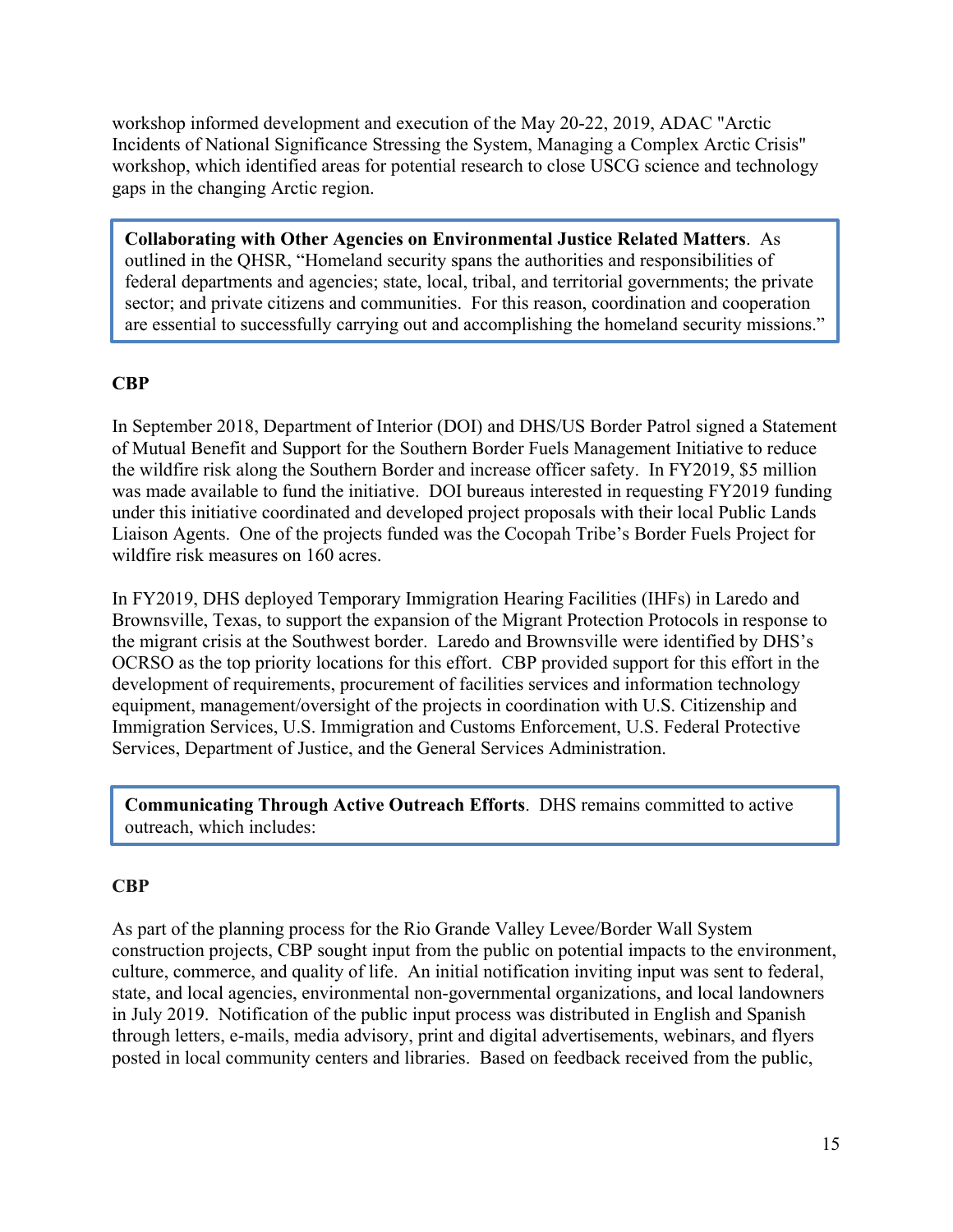workshop informed development and execution of the May 20-22, 2019, ADAC "Arctic Incidents of National Significance Stressing the System, Managing a Complex Arctic Crisis" workshop, which identified areas for potential research to close USCG science and technology gaps in the changing Arctic region.

> **Collaborating with Other Agencies on Environmental Justice Related Matters**. As outlined in the QHSR, "Homeland security spans the authorities and responsibilities of federal departments and agencies; state, local, tribal, and territorial governments; the private sector; and private citizens and communities. For this reason, coordination and cooperation are essential to successfully carrying out and accomplishing the homeland security missions."

**CBP**

In September 2018, Department of Interior (DOI) and DHS/US Border Patrol signed a Statement of Mutual Benefit and Support for the Southern Border Fuels Management Initiative to reduce the wildfire risk along the Southern Border and increase officer safety. In FY2019, $5 million was made available to fund the initiative. DOI bureaus interested in requesting FY2019 funding under this initiative coordinated and developed project proposals with their local Public Lands Liaison Agents. One of the projects funded was the Cocopah Tribe's Border Fuels Project for wildfire risk measures on 160 acres.

In FY2019, DHS deployed Temporary Immigration Hearing Facilities (IHFs) in Laredo and Brownsville, Texas, to support the expansion of the Migrant Protection Protocols in response to the migrant crisis at the Southwest border. Laredo and Brownsville were identified by DHS's OCRSO as the top priority locations for this effort. CBP provided support for this effort in the development of requirements, procurement of facilities services and information technology equipment, management/oversight of the projects in coordination with U.S. Citizenship and Immigration Services, U.S. Immigration and Customs Enforcement, U.S. Federal Protective Services, Department of Justice, and the General Services Administration.

> **Communicating Through Active Outreach Efforts**. DHS remains committed to active outreach, which includes:

**CBP**

As part of the planning process for the Rio Grande Valley Levee/Border Wall System construction projects, CBP sought input from the public on potential impacts to the environment, culture, commerce, and quality of life. An initial notification inviting input was sent to federal, state, and local agencies, environmental non-governmental organizations, and local landowners in July 2019. Notification of the public input process was distributed in English and Spanish through letters, e-mails, media advisory, print and digital advertisements, webinars, and flyers posted in local community centers and libraries. Based on feedback received from the public,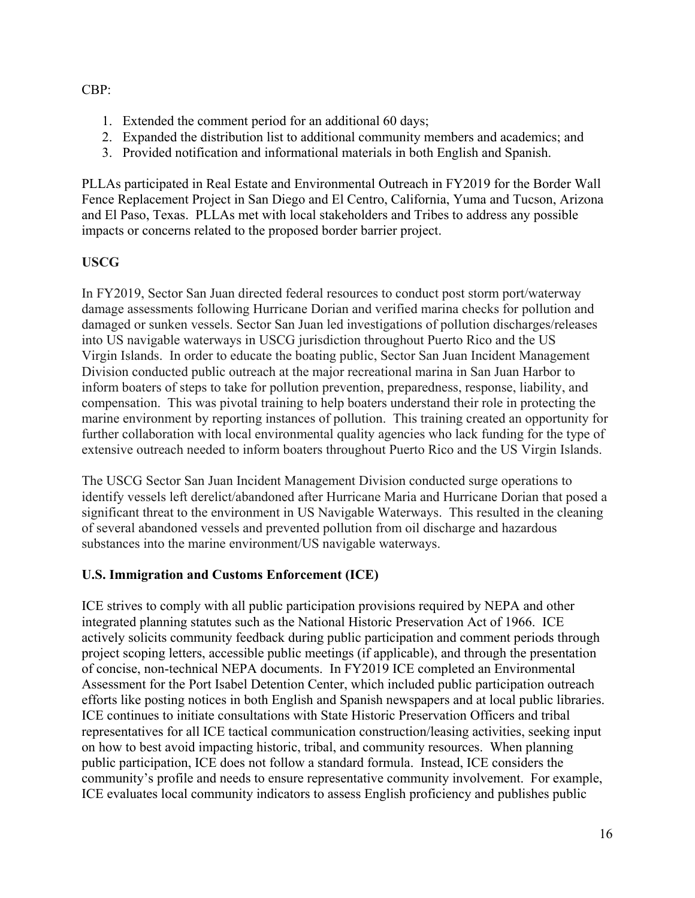CBP:

1. Extended the comment period for an additional 60 days;
2. Expanded the distribution list to additional community members and academics; and
3. Provided notification and informational materials in both English and Spanish.

PLLAs participated in Real Estate and Environmental Outreach in FY2019 for the Border Wall Fence Replacement Project in San Diego and El Centro, California, Yuma and Tucson, Arizona and El Paso, Texas. PLLAs met with local stakeholders and Tribes to address any possible impacts or concerns related to the proposed border barrier project.

**USCG**

In FY2019, Sector San Juan directed federal resources to conduct post storm port/waterway damage assessments following Hurricane Dorian and verified marina checks for pollution and damaged or sunken vessels. Sector San Juan led investigations of pollution discharges/releases into US navigable waterways in USCG jurisdiction throughout Puerto Rico and the US Virgin Islands. In order to educate the boating public, Sector San Juan Incident Management Division conducted public outreach at the major recreational marina in San Juan Harbor to inform boaters of steps to take for pollution prevention, preparedness, response, liability, and compensation. This was pivotal training to help boaters understand their role in protecting the marine environment by reporting instances of pollution. This training created an opportunity for further collaboration with local environmental quality agencies who lack funding for the type of extensive outreach needed to inform boaters throughout Puerto Rico and the US Virgin Islands.

The USCG Sector San Juan Incident Management Division conducted surge operations to identify vessels left derelict/abandoned after Hurricane Maria and Hurricane Dorian that posed a significant threat to the environment in US Navigable Waterways. This resulted in the cleaning of several abandoned vessels and prevented pollution from oil discharge and hazardous substances into the marine environment/US navigable waterways.

**U.S. Immigration and Customs Enforcement (ICE)**

ICE strives to comply with all public participation provisions required by NEPA and other integrated planning statutes such as the National Historic Preservation Act of 1966. ICE actively solicits community feedback during public participation and comment periods through project scoping letters, accessible public meetings (if applicable), and through the presentation of concise, non-technical NEPA documents. In FY2019 ICE completed an Environmental Assessment for the Port Isabel Detention Center, which included public participation outreach efforts like posting notices in both English and Spanish newspapers and at local public libraries. ICE continues to initiate consultations with State Historic Preservation Officers and tribal representatives for all ICE tactical communication construction/leasing activities, seeking input on how to best avoid impacting historic, tribal, and community resources. When planning public participation, ICE does not follow a standard formula. Instead, ICE considers the community's profile and needs to ensure representative community involvement. For example, ICE evaluates local community indicators to assess English proficiency and publishes public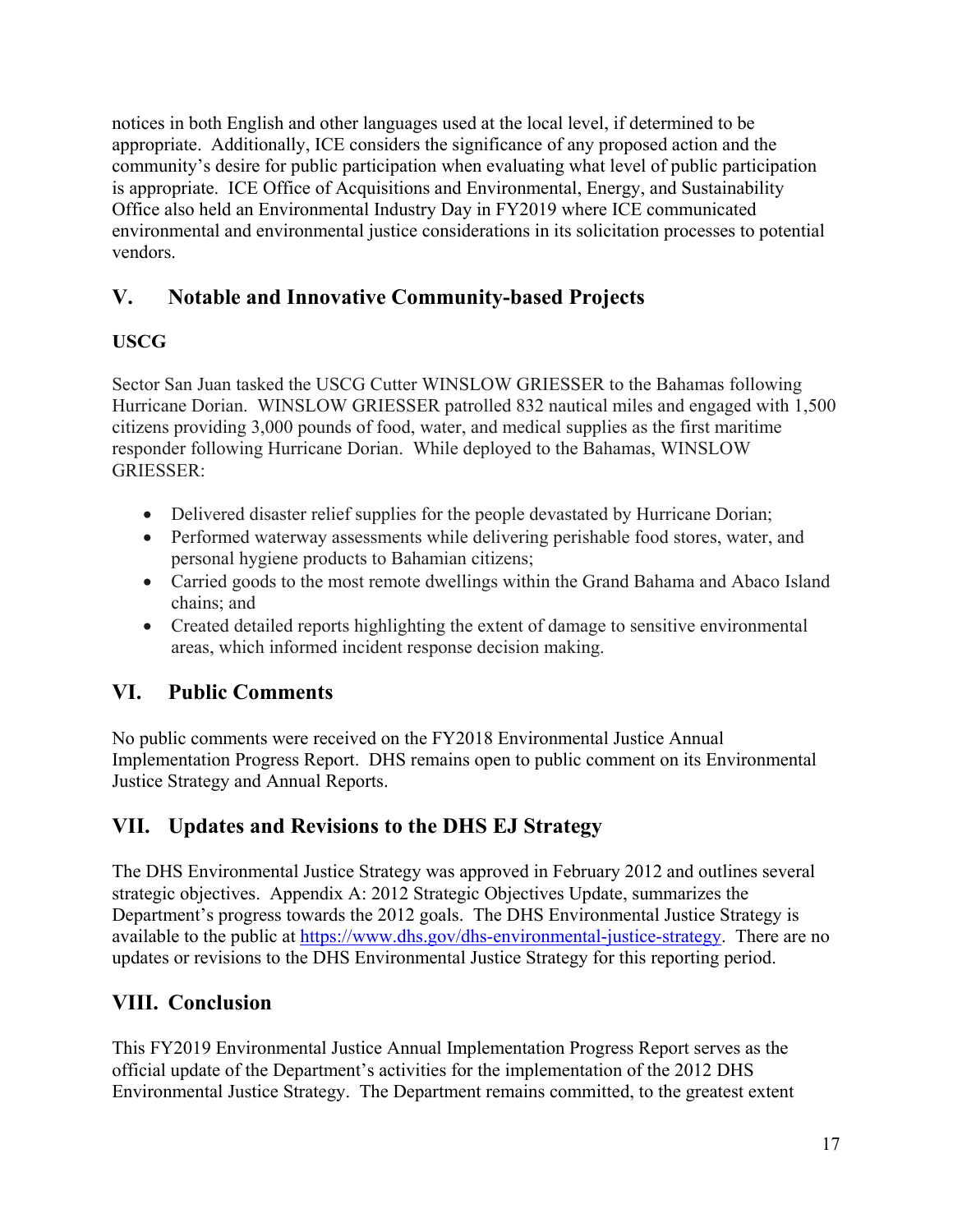notices in both English and other languages used at the local level, if determined to be appropriate. Additionally, ICE considers the significance of any proposed action and the community's desire for public participation when evaluating what level of public participation is appropriate. ICE Office of Acquisitions and Environmental, Energy, and Sustainability Office also held an Environmental Industry Day in FY2019 where ICE communicated environmental and environmental justice considerations in its solicitation processes to potential vendors.

## V. Notable and Innovative Community-based Projects

### USCG

Sector San Juan tasked the USCG Cutter WINSLOW GRIESSER to the Bahamas following Hurricane Dorian. WINSLOW GRIESSER patrolled 832 nautical miles and engaged with 1,500 citizens providing 3,000 pounds of food, water, and medical supplies as the first maritime responder following Hurricane Dorian. While deployed to the Bahamas, WINSLOW GRIESSER:

- Delivered disaster relief supplies for the people devastated by Hurricane Dorian;
- Performed waterway assessments while delivering perishable food stores, water, and personal hygiene products to Bahamian citizens;
- Carried goods to the most remote dwellings within the Grand Bahama and Abaco Island chains; and
- Created detailed reports highlighting the extent of damage to sensitive environmental areas, which informed incident response decision making.

## VI. Public Comments

No public comments were received on the FY2018 Environmental Justice Annual Implementation Progress Report. DHS remains open to public comment on its Environmental Justice Strategy and Annual Reports.

## VII. Updates and Revisions to the DHS EJ Strategy

The DHS Environmental Justice Strategy was approved in February 2012 and outlines several strategic objectives. Appendix A: 2012 Strategic Objectives Update, summarizes the Department's progress towards the 2012 goals. The DHS Environmental Justice Strategy is available to the public at [https://www.dhs.gov/dhs-environmental-justice-strategy](https://www.dhs.gov/dhs-environmental-justice-strategy). There are no updates or revisions to the DHS Environmental Justice Strategy for this reporting period.

## VIII. Conclusion

This FY2019 Environmental Justice Annual Implementation Progress Report serves as the official update of the Department's activities for the implementation of the 2012 DHS Environmental Justice Strategy. The Department remains committed, to the greatest extent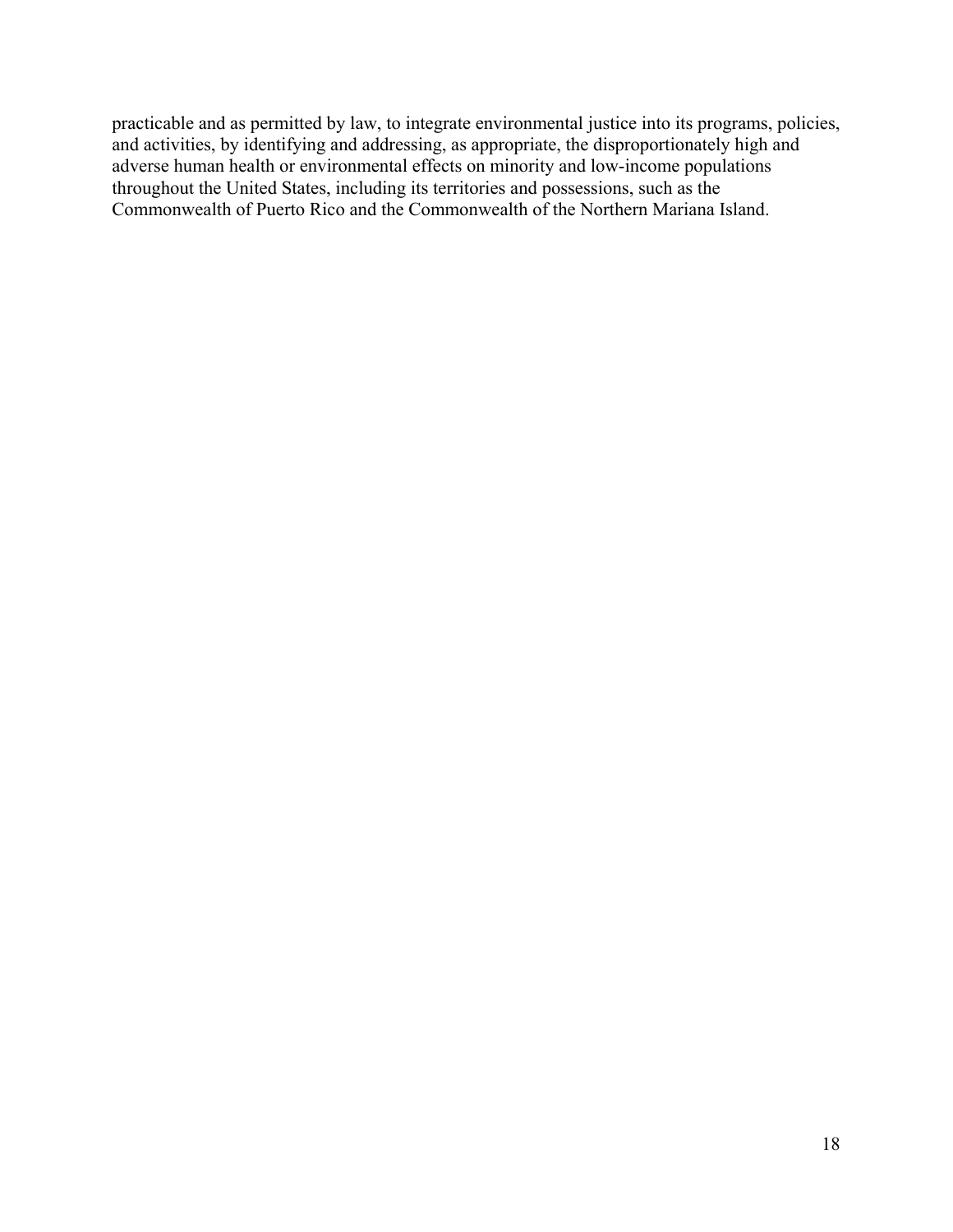practicable and as permitted by law, to integrate environmental justice into its programs, policies, and activities, by identifying and addressing, as appropriate, the disproportionately high and adverse human health or environmental effects on minority and low-income populations throughout the United States, including its territories and possessions, such as the Commonwealth of Puerto Rico and the Commonwealth of the Northern Mariana Island.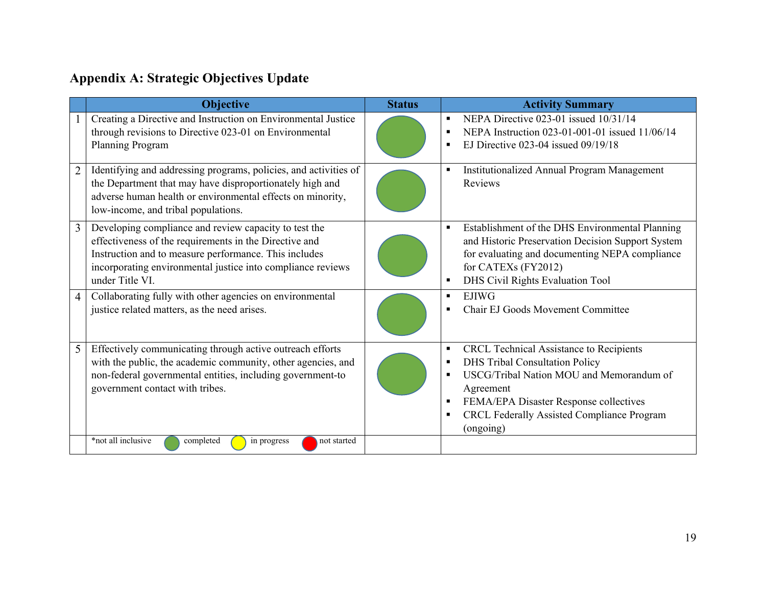## Appendix A: Strategic Objectives Update

| | Objective | Status | Activity Summary |
|---|---|---|---|
| 1 | Creating a Directive and Instruction on Environmental Justice through revisions to Directive 023-01 on Environmental Planning Program | completed | ▪ NEPA Directive 023-01 issued 10/31/14<br>▪ NEPA Instruction 023-01-001-01 issued 11/06/14<br>▪ EJ Directive 023-04 issued 09/19/18 |
| 2 | Identifying and addressing programs, policies, and activities of the Department that may have disproportionately high and adverse human health or environmental effects on minority, low-income, and tribal populations. | completed | ▪ Institutionalized Annual Program Management Reviews |
| 3 | Developing compliance and review capacity to test the effectiveness of the requirements in the Directive and Instruction and to measure performance. This includes incorporating environmental justice into compliance reviews under Title VI. | completed | ▪ Establishment of the DHS Environmental Planning and Historic Preservation Decision Support System for evaluating and documenting NEPA compliance for CATEXs (FY2012)<br>▪ DHS Civil Rights Evaluation Tool |
| 4 | Collaborating fully with other agencies on environmental justice related matters, as the need arises. | completed | ▪ EJIWG<br>▪ Chair EJ Goods Movement Committee |
| 5 | Effectively communicating through active outreach efforts with the public, the academic community, other agencies, and non-federal governmental entities, including government-to government contact with tribes. | completed | ▪ CRCL Technical Assistance to Recipients<br>▪ DHS Tribal Consultation Policy<br>▪ USCG/Tribal Nation MOU and Memorandum of Agreement<br>▪ FEMA/EPA Disaster Response collectives<br>▪ CRCL Federally Assisted Compliance Program (ongoing) |
| | *not all inclusive (green) completed (yellow) in progress (red) not started | | |